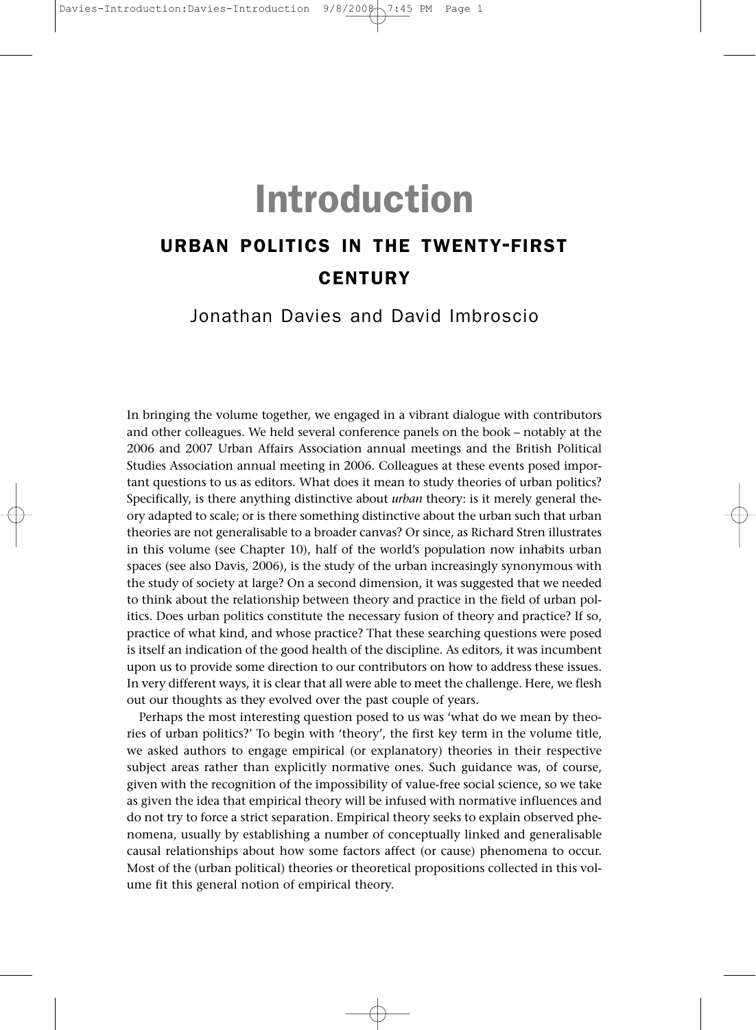# Introduction

## URBAN POLITICS IN THE TWENTY-FIRST CENTURY

Jonathan Davies and David Imbroscio

In bringing the volume together, we engaged in a vibrant dialogue with contributors and other colleagues. We held several conference panels on the book – notably at the 2006 and 2007 Urban Affairs Association annual meetings and the British Political Studies Association annual meeting in 2006. Colleagues at these events posed important questions to us as editors. What does it mean to study theories of urban politics? Specifically, is there anything distinctive about *urban* theory: is it merely general theory adapted to scale; or is there something distinctive about the urban such that urban theories are not generalisable to a broader canvas? Or since, as Richard Stren illustrates in this volume (see Chapter 10), half of the world's population now inhabits urban spaces (see also Davis, 2006), is the study of the urban increasingly synonymous with the study of society at large? On a second dimension, it was suggested that we needed to think about the relationship between theory and practice in the field of urban politics. Does urban politics constitute the necessary fusion of theory and practice? If so, practice of what kind, and whose practice? That these searching questions were posed is itself an indication of the good health of the discipline. As editors, it was incumbent upon us to provide some direction to our contributors on how to address these issues. In very different ways, it is clear that all were able to meet the challenge. Here, we flesh out our thoughts as they evolved over the past couple of years.

Perhaps the most interesting question posed to us was 'what do we mean by theories of urban politics?' To begin with 'theory', the first key term in the volume title, we asked authors to engage empirical (or explanatory) theories in their respective subject areas rather than explicitly normative ones. Such guidance was, of course, given with the recognition of the impossibility of value-free social science, so we take as given the idea that empirical theory will be infused with normative influences and do not try to force a strict separation. Empirical theory seeks to explain observed phenomena, usually by establishing a number of conceptually linked and generalisable causal relationships about how some factors affect (or cause) phenomena to occur. Most of the (urban political) theories or theoretical propositions collected in this volume fit this general notion of empirical theory.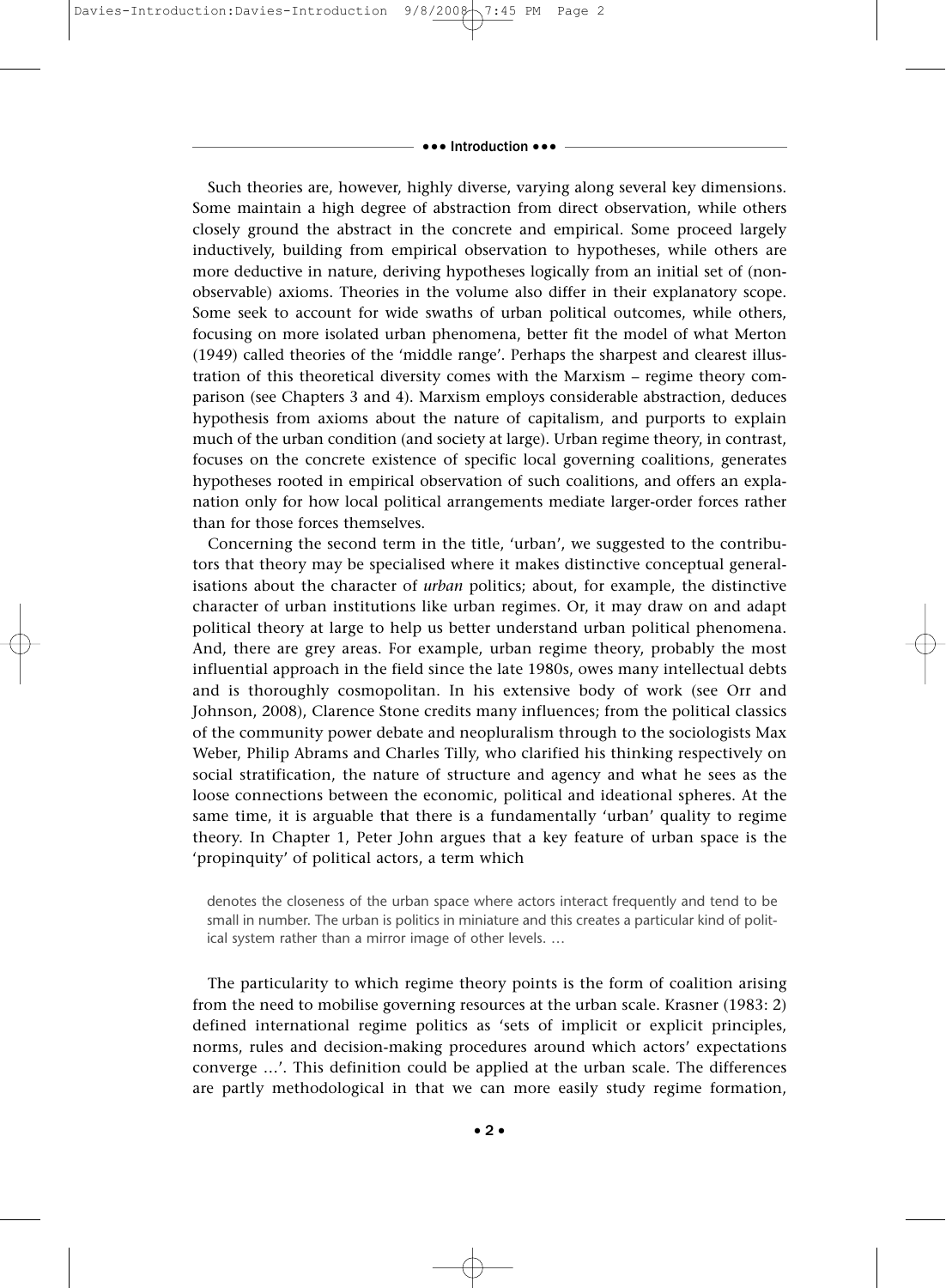Such theories are, however, highly diverse, varying along several key dimensions. Some maintain a high degree of abstraction from direct observation, while others closely ground the abstract in the concrete and empirical. Some proceed largely inductively, building from empirical observation to hypotheses, while others are more deductive in nature, deriving hypotheses logically from an initial set of (non-observable) axioms. Theories in the volume also differ in their explanatory scope. Some seek to account for wide swaths of urban political outcomes, while others, focusing on more isolated urban phenomena, better fit the model of what Merton (1949) called theories of the 'middle range'. Perhaps the sharpest and clearest illustration of this theoretical diversity comes with the Marxism – regime theory comparison (see Chapters 3 and 4). Marxism employs considerable abstraction, deduces hypothesis from axioms about the nature of capitalism, and purports to explain much of the urban condition (and society at large). Urban regime theory, in contrast, focuses on the concrete existence of specific local governing coalitions, generates hypotheses rooted in empirical observation of such coalitions, and offers an explanation only for how local political arrangements mediate larger-order forces rather than for those forces themselves.

Concerning the second term in the title, 'urban', we suggested to the contributors that theory may be specialised where it makes distinctive conceptual generalisations about the character of *urban* politics; about, for example, the distinctive character of urban institutions like urban regimes. Or, it may draw on and adapt political theory at large to help us better understand urban political phenomena. And, there are grey areas. For example, urban regime theory, probably the most influential approach in the field since the late 1980s, owes many intellectual debts and is thoroughly cosmopolitan. In his extensive body of work (see Orr and Johnson, 2008), Clarence Stone credits many influences; from the political classics of the community power debate and neopluralism through to the sociologists Max Weber, Philip Abrams and Charles Tilly, who clarified his thinking respectively on social stratification, the nature of structure and agency and what he sees as the loose connections between the economic, political and ideational spheres. At the same time, it is arguable that there is a fundamentally 'urban' quality to regime theory. In Chapter 1, Peter John argues that a key feature of urban space is the 'propinquity' of political actors, a term which

> denotes the closeness of the urban space where actors interact frequently and tend to be small in number. The urban is politics in miniature and this creates a particular kind of political system rather than a mirror image of other levels. …

The particularity to which regime theory points is the form of coalition arising from the need to mobilise governing resources at the urban scale. Krasner (1983: 2) defined international regime politics as 'sets of implicit or explicit principles, norms, rules and decision-making procedures around which actors' expectations converge …'. This definition could be applied at the urban scale. The differences are partly methodological in that we can more easily study regime formation,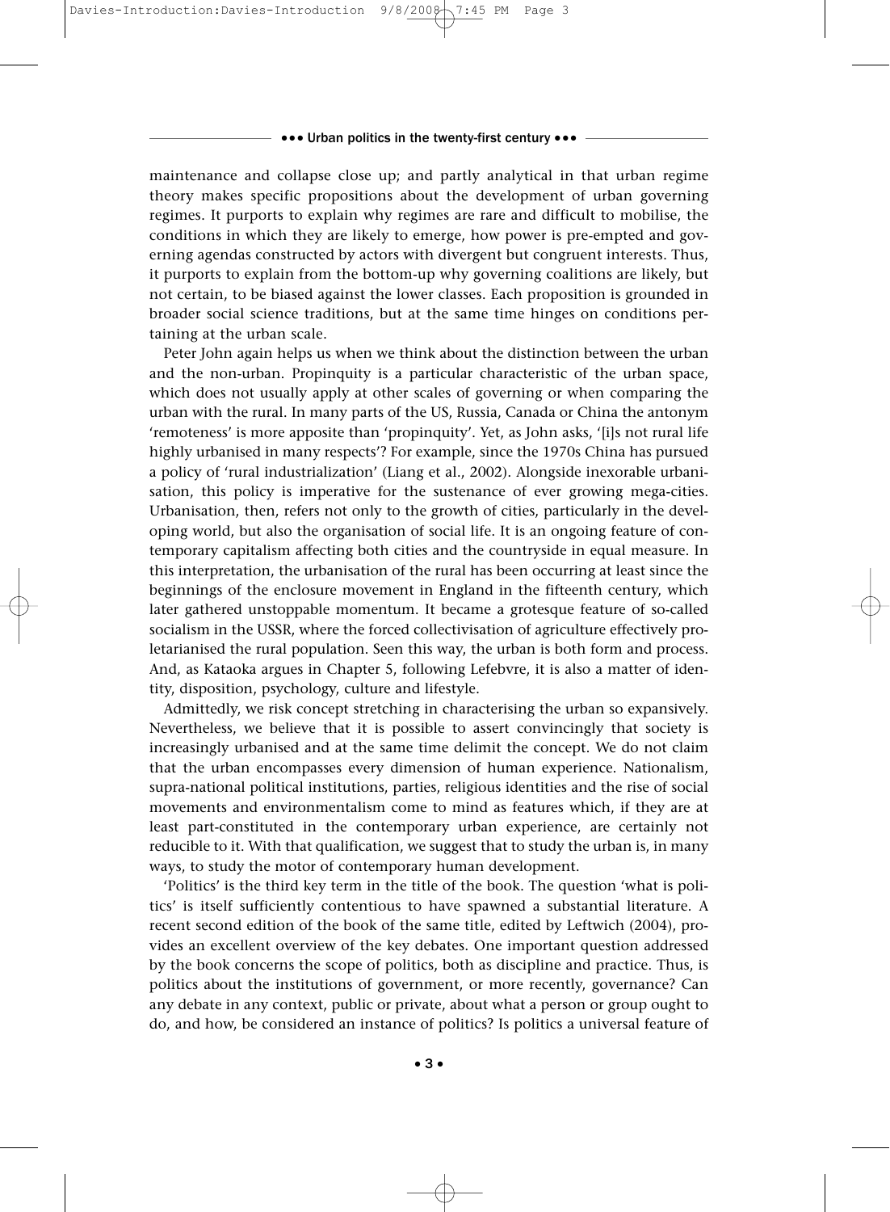maintenance and collapse close up; and partly analytical in that urban regime theory makes specific propositions about the development of urban governing regimes. It purports to explain why regimes are rare and difficult to mobilise, the conditions in which they are likely to emerge, how power is pre-empted and governing agendas constructed by actors with divergent but congruent interests. Thus, it purports to explain from the bottom-up why governing coalitions are likely, but not certain, to be biased against the lower classes. Each proposition is grounded in broader social science traditions, but at the same time hinges on conditions pertaining at the urban scale.

Peter John again helps us when we think about the distinction between the urban and the non-urban. Propinquity is a particular characteristic of the urban space, which does not usually apply at other scales of governing or when comparing the urban with the rural. In many parts of the US, Russia, Canada or China the antonym 'remoteness' is more apposite than 'propinquity'. Yet, as John asks, '[i]s not rural life highly urbanised in many respects'? For example, since the 1970s China has pursued a policy of 'rural industrialization' (Liang et al., 2002). Alongside inexorable urbanisation, this policy is imperative for the sustenance of ever growing mega-cities. Urbanisation, then, refers not only to the growth of cities, particularly in the developing world, but also the organisation of social life. It is an ongoing feature of contemporary capitalism affecting both cities and the countryside in equal measure. In this interpretation, the urbanisation of the rural has been occurring at least since the beginnings of the enclosure movement in England in the fifteenth century, which later gathered unstoppable momentum. It became a grotesque feature of so-called socialism in the USSR, where the forced collectivisation of agriculture effectively proletarianised the rural population. Seen this way, the urban is both form and process. And, as Kataoka argues in Chapter 5, following Lefebvre, it is also a matter of identity, disposition, psychology, culture and lifestyle.

Admittedly, we risk concept stretching in characterising the urban so expansively. Nevertheless, we believe that it is possible to assert convincingly that society is increasingly urbanised and at the same time delimit the concept. We do not claim that the urban encompasses every dimension of human experience. Nationalism, supra-national political institutions, parties, religious identities and the rise of social movements and environmentalism come to mind as features which, if they are at least part-constituted in the contemporary urban experience, are certainly not reducible to it. With that qualification, we suggest that to study the urban is, in many ways, to study the motor of contemporary human development.

'Politics' is the third key term in the title of the book. The question 'what is politics' is itself sufficiently contentious to have spawned a substantial literature. A recent second edition of the book of the same title, edited by Leftwich (2004), provides an excellent overview of the key debates. One important question addressed by the book concerns the scope of politics, both as discipline and practice. Thus, is politics about the institutions of government, or more recently, governance? Can any debate in any context, public or private, about what a person or group ought to do, and how, be considered an instance of politics? Is politics a universal feature of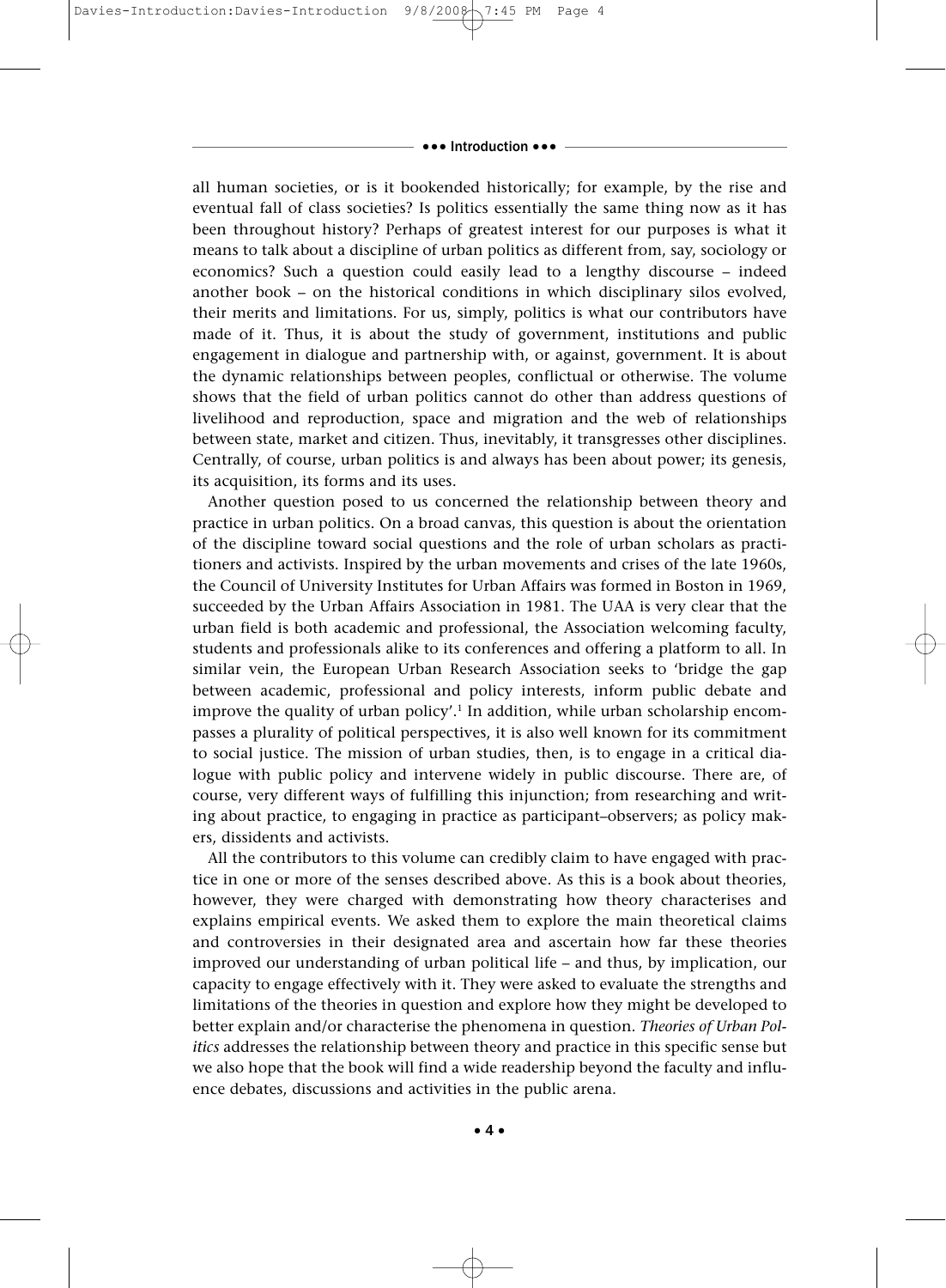all human societies, or is it bookended historically; for example, by the rise and eventual fall of class societies? Is politics essentially the same thing now as it has been throughout history? Perhaps of greatest interest for our purposes is what it means to talk about a discipline of urban politics as different from, say, sociology or economics? Such a question could easily lead to a lengthy discourse – indeed another book – on the historical conditions in which disciplinary silos evolved, their merits and limitations. For us, simply, politics is what our contributors have made of it. Thus, it is about the study of government, institutions and public engagement in dialogue and partnership with, or against, government. It is about the dynamic relationships between peoples, conflictual or otherwise. The volume shows that the field of urban politics cannot do other than address questions of livelihood and reproduction, space and migration and the web of relationships between state, market and citizen. Thus, inevitably, it transgresses other disciplines. Centrally, of course, urban politics is and always has been about power; its genesis, its acquisition, its forms and its uses.

Another question posed to us concerned the relationship between theory and practice in urban politics. On a broad canvas, this question is about the orientation of the discipline toward social questions and the role of urban scholars as practitioners and activists. Inspired by the urban movements and crises of the late 1960s, the Council of University Institutes for Urban Affairs was formed in Boston in 1969, succeeded by the Urban Affairs Association in 1981. The UAA is very clear that the urban field is both academic and professional, the Association welcoming faculty, students and professionals alike to its conferences and offering a platform to all. In similar vein, the European Urban Research Association seeks to 'bridge the gap between academic, professional and policy interests, inform public debate and improve the quality of urban policy'.[1] In addition, while urban scholarship encompasses a plurality of political perspectives, it is also well known for its commitment to social justice. The mission of urban studies, then, is to engage in a critical dialogue with public policy and intervene widely in public discourse. There are, of course, very different ways of fulfilling this injunction; from researching and writing about practice, to engaging in practice as participant–observers; as policy makers, dissidents and activists.

All the contributors to this volume can credibly claim to have engaged with practice in one or more of the senses described above. As this is a book about theories, however, they were charged with demonstrating how theory characterises and explains empirical events. We asked them to explore the main theoretical claims and controversies in their designated area and ascertain how far these theories improved our understanding of urban political life – and thus, by implication, our capacity to engage effectively with it. They were asked to evaluate the strengths and limitations of the theories in question and explore how they might be developed to better explain and/or characterise the phenomena in question. *Theories of Urban Politics* addresses the relationship between theory and practice in this specific sense but we also hope that the book will find a wide readership beyond the faculty and influence debates, discussions and activities in the public arena.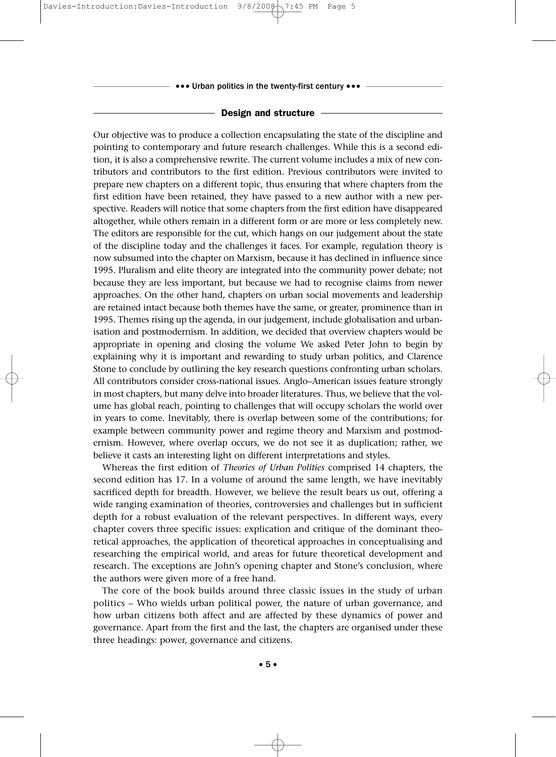## Design and structure

Our objective was to produce a collection encapsulating the state of the discipline and pointing to contemporary and future research challenges. While this is a second edition, it is also a comprehensive rewrite. The current volume includes a mix of new contributors and contributors to the first edition. Previous contributors were invited to prepare new chapters on a different topic, thus ensuring that where chapters from the first edition have been retained, they have passed to a new author with a new perspective. Readers will notice that some chapters from the first edition have disappeared altogether, while others remain in a different form or are more or less completely new. The editors are responsible for the cut, which hangs on our judgement about the state of the discipline today and the challenges it faces. For example, regulation theory is now subsumed into the chapter on Marxism, because it has declined in influence since 1995. Pluralism and elite theory are integrated into the community power debate; not because they are less important, but because we had to recognise claims from newer approaches. On the other hand, chapters on urban social movements and leadership are retained intact because both themes have the same, or greater, prominence than in 1995. Themes rising up the agenda, in our judgement, include globalisation and urbanisation and postmodernism. In addition, we decided that overview chapters would be appropriate in opening and closing the volume We asked Peter John to begin by explaining why it is important and rewarding to study urban politics, and Clarence Stone to conclude by outlining the key research questions confronting urban scholars. All contributors consider cross-national issues. Anglo–American issues feature strongly in most chapters, but many delve into broader literatures. Thus, we believe that the volume has global reach, pointing to challenges that will occupy scholars the world over in years to come. Inevitably, there is overlap between some of the contributions; for example between community power and regime theory and Marxism and postmodernism. However, where overlap occurs, we do not see it as duplication; rather, we believe it casts an interesting light on different interpretations and styles.

Whereas the first edition of *Theories of Urban Polities* comprised 14 chapters, the second edition has 17. In a volume of around the same length, we have inevitably sacrificed depth for breadth. However, we believe the result bears us out, offering a wide ranging examination of theories, controversies and challenges but in sufficient depth for a robust evaluation of the relevant perspectives. In different ways, every chapter covers three specific issues: explication and critique of the dominant theoretical approaches, the application of theoretical approaches in conceptualising and researching the empirical world, and areas for future theoretical development and research. The exceptions are John's opening chapter and Stone's conclusion, where the authors were given more of a free hand.

The core of the book builds around three classic issues in the study of urban politics – Who wields urban political power, the nature of urban governance, and how urban citizens both affect and are affected by these dynamics of power and governance. Apart from the first and the last, the chapters are organised under these three headings: power, governance and citizens.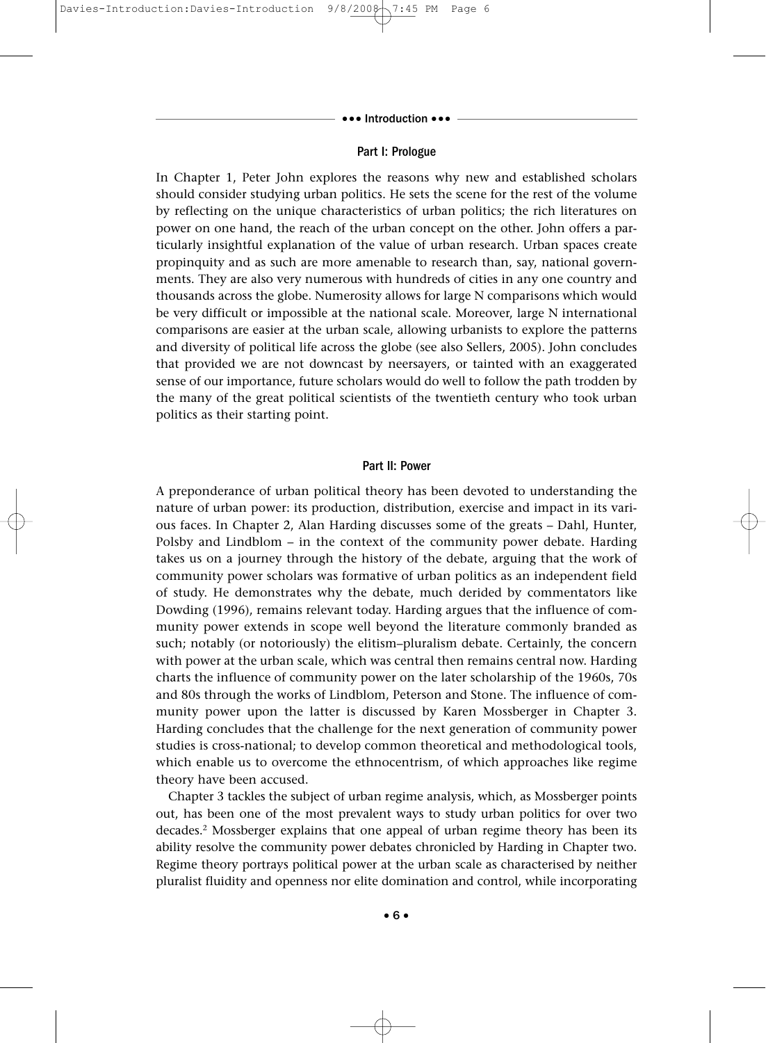## Part I: Prologue

In Chapter 1, Peter John explores the reasons why new and established scholars should consider studying urban politics. He sets the scene for the rest of the volume by reflecting on the unique characteristics of urban politics; the rich literatures on power on one hand, the reach of the urban concept on the other. John offers a particularly insightful explanation of the value of urban research. Urban spaces create propinquity and as such are more amenable to research than, say, national governments. They are also very numerous with hundreds of cities in any one country and thousands across the globe. Numerosity allows for large N comparisons which would be very difficult or impossible at the national scale. Moreover, large N international comparisons are easier at the urban scale, allowing urbanists to explore the patterns and diversity of political life across the globe (see also Sellers, 2005). John concludes that provided we are not downcast by neersayers, or tainted with an exaggerated sense of our importance, future scholars would do well to follow the path trodden by the many of the great political scientists of the twentieth century who took urban politics as their starting point.

## Part II: Power

A preponderance of urban political theory has been devoted to understanding the nature of urban power: its production, distribution, exercise and impact in its various faces. In Chapter 2, Alan Harding discusses some of the greats – Dahl, Hunter, Polsby and Lindblom – in the context of the community power debate. Harding takes us on a journey through the history of the debate, arguing that the work of community power scholars was formative of urban politics as an independent field of study. He demonstrates why the debate, much derided by commentators like Dowding (1996), remains relevant today. Harding argues that the influence of community power extends in scope well beyond the literature commonly branded as such; notably (or notoriously) the elitism–pluralism debate. Certainly, the concern with power at the urban scale, which was central then remains central now. Harding charts the influence of community power on the later scholarship of the 1960s, 70s and 80s through the works of Lindblom, Peterson and Stone. The influence of community power upon the latter is discussed by Karen Mossberger in Chapter 3. Harding concludes that the challenge for the next generation of community power studies is cross-national; to develop common theoretical and methodological tools, which enable us to overcome the ethnocentrism, of which approaches like regime theory have been accused.

Chapter 3 tackles the subject of urban regime analysis, which, as Mossberger points out, has been one of the most prevalent ways to study urban politics for over two decades.[2] Mossberger explains that one appeal of urban regime theory has been its ability resolve the community power debates chronicled by Harding in Chapter two. Regime theory portrays political power at the urban scale as characterised by neither pluralist fluidity and openness nor elite domination and control, while incorporating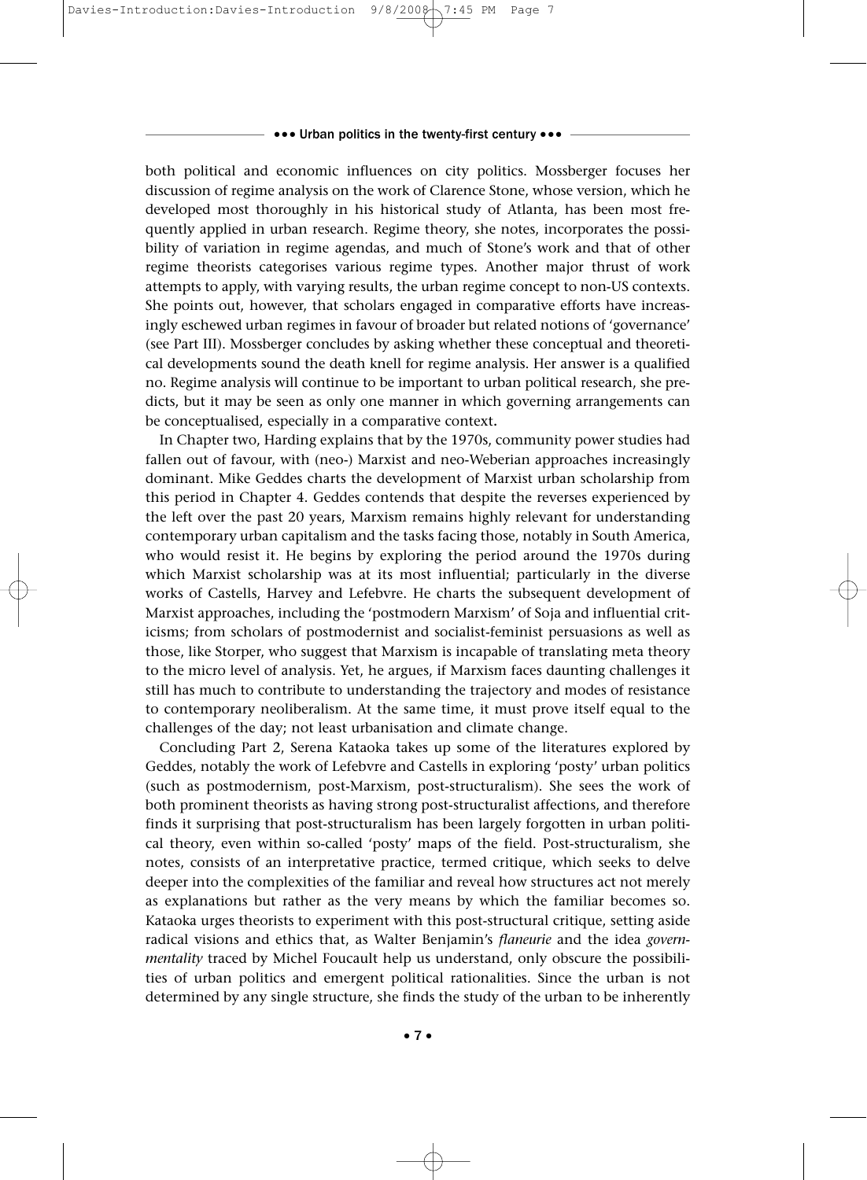both political and economic influences on city politics. Mossberger focuses her discussion of regime analysis on the work of Clarence Stone, whose version, which he developed most thoroughly in his historical study of Atlanta, has been most frequently applied in urban research. Regime theory, she notes, incorporates the possibility of variation in regime agendas, and much of Stone's work and that of other regime theorists categorises various regime types. Another major thrust of work attempts to apply, with varying results, the urban regime concept to non-US contexts. She points out, however, that scholars engaged in comparative efforts have increasingly eschewed urban regimes in favour of broader but related notions of 'governance' (see Part III). Mossberger concludes by asking whether these conceptual and theoretical developments sound the death knell for regime analysis. Her answer is a qualified no. Regime analysis will continue to be important to urban political research, she predicts, but it may be seen as only one manner in which governing arrangements can be conceptualised, especially in a comparative context.

In Chapter two, Harding explains that by the 1970s, community power studies had fallen out of favour, with (neo-) Marxist and neo-Weberian approaches increasingly dominant. Mike Geddes charts the development of Marxist urban scholarship from this period in Chapter 4. Geddes contends that despite the reverses experienced by the left over the past 20 years, Marxism remains highly relevant for understanding contemporary urban capitalism and the tasks facing those, notably in South America, who would resist it. He begins by exploring the period around the 1970s during which Marxist scholarship was at its most influential; particularly in the diverse works of Castells, Harvey and Lefebvre. He charts the subsequent development of Marxist approaches, including the 'postmodern Marxism' of Soja and influential criticisms; from scholars of postmodernist and socialist-feminist persuasions as well as those, like Storper, who suggest that Marxism is incapable of translating meta theory to the micro level of analysis. Yet, he argues, if Marxism faces daunting challenges it still has much to contribute to understanding the trajectory and modes of resistance to contemporary neoliberalism. At the same time, it must prove itself equal to the challenges of the day; not least urbanisation and climate change.

Concluding Part 2, Serena Kataoka takes up some of the literatures explored by Geddes, notably the work of Lefebvre and Castells in exploring 'posty' urban politics (such as postmodernism, post-Marxism, post-structuralism). She sees the work of both prominent theorists as having strong post-structuralist affections, and therefore finds it surprising that post-structuralism has been largely forgotten in urban political theory, even within so-called 'posty' maps of the field. Post-structuralism, she notes, consists of an interpretative practice, termed critique, which seeks to delve deeper into the complexities of the familiar and reveal how structures act not merely as explanations but rather as the very means by which the familiar becomes so. Kataoka urges theorists to experiment with this post-structural critique, setting aside radical visions and ethics that, as Walter Benjamin's *flaneurie* and the idea *governmentality* traced by Michel Foucault help us understand, only obscure the possibilities of urban politics and emergent political rationalities. Since the urban is not determined by any single structure, she finds the study of the urban to be inherently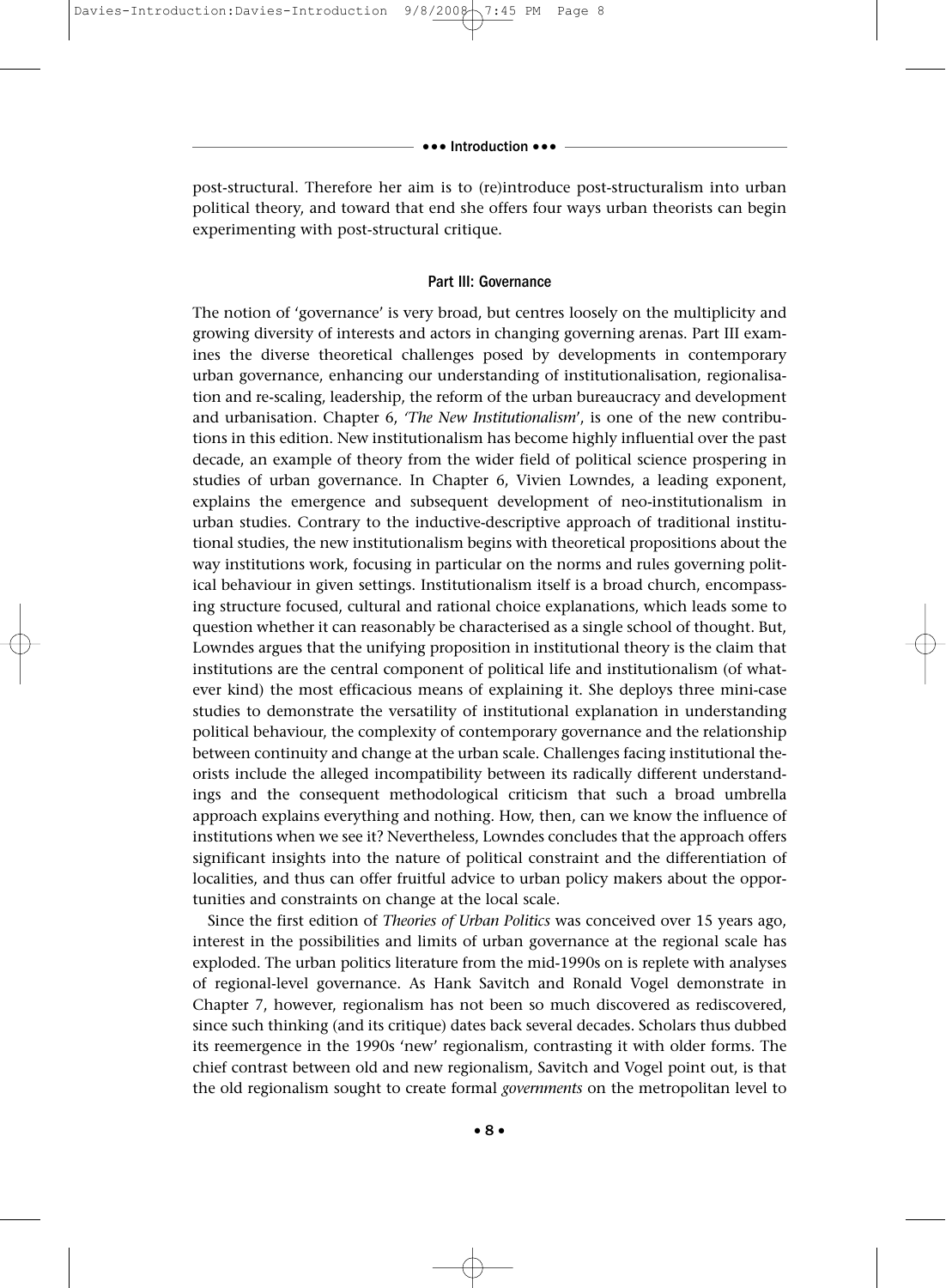post-structural. Therefore her aim is to (re)introduce post-structuralism into urban political theory, and toward that end she offers four ways urban theorists can begin experimenting with post-structural critique.

### Part III: Governance

The notion of 'governance' is very broad, but centres loosely on the multiplicity and growing diversity of interests and actors in changing governing arenas. Part III examines the diverse theoretical challenges posed by developments in contemporary urban governance, enhancing our understanding of institutionalisation, regionalisation and re-scaling, leadership, the reform of the urban bureaucracy and development and urbanisation. Chapter 6, *'The New Institutionalism*', is one of the new contributions in this edition. New institutionalism has become highly influential over the past decade, an example of theory from the wider field of political science prospering in studies of urban governance. In Chapter 6, Vivien Lowndes, a leading exponent, explains the emergence and subsequent development of neo-institutionalism in urban studies. Contrary to the inductive-descriptive approach of traditional institutional studies, the new institutionalism begins with theoretical propositions about the way institutions work, focusing in particular on the norms and rules governing political behaviour in given settings. Institutionalism itself is a broad church, encompassing structure focused, cultural and rational choice explanations, which leads some to question whether it can reasonably be characterised as a single school of thought. But, Lowndes argues that the unifying proposition in institutional theory is the claim that institutions are the central component of political life and institutionalism (of whatever kind) the most efficacious means of explaining it. She deploys three mini-case studies to demonstrate the versatility of institutional explanation in understanding political behaviour, the complexity of contemporary governance and the relationship between continuity and change at the urban scale. Challenges facing institutional theorists include the alleged incompatibility between its radically different understandings and the consequent methodological criticism that such a broad umbrella approach explains everything and nothing. How, then, can we know the influence of institutions when we see it? Nevertheless, Lowndes concludes that the approach offers significant insights into the nature of political constraint and the differentiation of localities, and thus can offer fruitful advice to urban policy makers about the opportunities and constraints on change at the local scale.

Since the first edition of *Theories of Urban Politics* was conceived over 15 years ago, interest in the possibilities and limits of urban governance at the regional scale has exploded. The urban politics literature from the mid-1990s on is replete with analyses of regional-level governance. As Hank Savitch and Ronald Vogel demonstrate in Chapter 7, however, regionalism has not been so much discovered as rediscovered, since such thinking (and its critique) dates back several decades. Scholars thus dubbed its reemergence in the 1990s 'new' regionalism, contrasting it with older forms. The chief contrast between old and new regionalism, Savitch and Vogel point out, is that the old regionalism sought to create formal *governments* on the metropolitan level to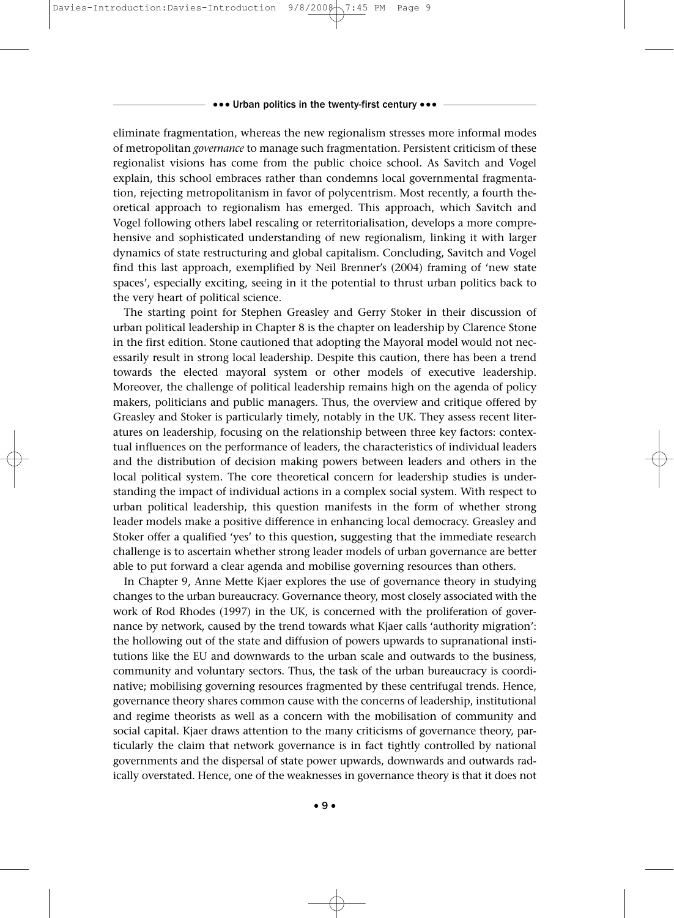eliminate fragmentation, whereas the new regionalism stresses more informal modes of metropolitan *governance* to manage such fragmentation. Persistent criticism of these regionalist visions has come from the public choice school. As Savitch and Vogel explain, this school embraces rather than condemns local governmental fragmentation, rejecting metropolitanism in favor of polycentrism. Most recently, a fourth theoretical approach to regionalism has emerged. This approach, which Savitch and Vogel following others label rescaling or reterritorialisation, develops a more comprehensive and sophisticated understanding of new regionalism, linking it with larger dynamics of state restructuring and global capitalism. Concluding, Savitch and Vogel find this last approach, exemplified by Neil Brenner's (2004) framing of 'new state spaces', especially exciting, seeing in it the potential to thrust urban politics back to the very heart of political science.

The starting point for Stephen Greasley and Gerry Stoker in their discussion of urban political leadership in Chapter 8 is the chapter on leadership by Clarence Stone in the first edition. Stone cautioned that adopting the Mayoral model would not necessarily result in strong local leadership. Despite this caution, there has been a trend towards the elected mayoral system or other models of executive leadership. Moreover, the challenge of political leadership remains high on the agenda of policy makers, politicians and public managers. Thus, the overview and critique offered by Greasley and Stoker is particularly timely, notably in the UK. They assess recent literatures on leadership, focusing on the relationship between three key factors: contextual influences on the performance of leaders, the characteristics of individual leaders and the distribution of decision making powers between leaders and others in the local political system. The core theoretical concern for leadership studies is understanding the impact of individual actions in a complex social system. With respect to urban political leadership, this question manifests in the form of whether strong leader models make a positive difference in enhancing local democracy. Greasley and Stoker offer a qualified 'yes' to this question, suggesting that the immediate research challenge is to ascertain whether strong leader models of urban governance are better able to put forward a clear agenda and mobilise governing resources than others.

In Chapter 9, Anne Mette Kjaer explores the use of governance theory in studying changes to the urban bureaucracy. Governance theory, most closely associated with the work of Rod Rhodes (1997) in the UK, is concerned with the proliferation of governance by network, caused by the trend towards what Kjaer calls 'authority migration': the hollowing out of the state and diffusion of powers upwards to supranational institutions like the EU and downwards to the urban scale and outwards to the business, community and voluntary sectors. Thus, the task of the urban bureaucracy is coordinative; mobilising governing resources fragmented by these centrifugal trends. Hence, governance theory shares common cause with the concerns of leadership, institutional and regime theorists as well as a concern with the mobilisation of community and social capital. Kjaer draws attention to the many criticisms of governance theory, particularly the claim that network governance is in fact tightly controlled by national governments and the dispersal of state power upwards, downwards and outwards radically overstated. Hence, one of the weaknesses in governance theory is that it does not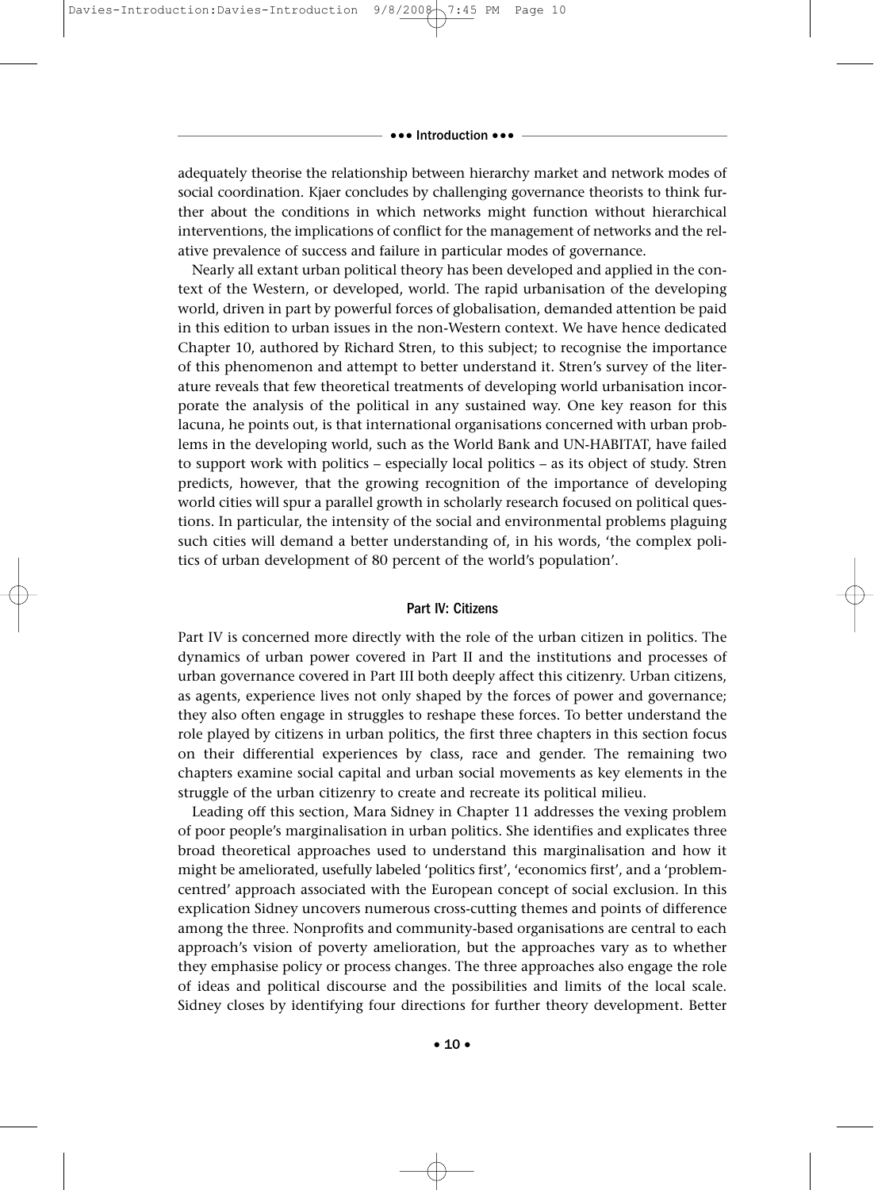adequately theorise the relationship between hierarchy market and network modes of social coordination. Kjaer concludes by challenging governance theorists to think further about the conditions in which networks might function without hierarchical interventions, the implications of conflict for the management of networks and the relative prevalence of success and failure in particular modes of governance.

Nearly all extant urban political theory has been developed and applied in the context of the Western, or developed, world. The rapid urbanisation of the developing world, driven in part by powerful forces of globalisation, demanded attention be paid in this edition to urban issues in the non-Western context. We have hence dedicated Chapter 10, authored by Richard Stren, to this subject; to recognise the importance of this phenomenon and attempt to better understand it. Stren's survey of the literature reveals that few theoretical treatments of developing world urbanisation incorporate the analysis of the political in any sustained way. One key reason for this lacuna, he points out, is that international organisations concerned with urban problems in the developing world, such as the World Bank and UN-HABITAT, have failed to support work with politics – especially local politics – as its object of study. Stren predicts, however, that the growing recognition of the importance of developing world cities will spur a parallel growth in scholarly research focused on political questions. In particular, the intensity of the social and environmental problems plaguing such cities will demand a better understanding of, in his words, 'the complex politics of urban development of 80 percent of the world's population'.

## Part IV: Citizens

Part IV is concerned more directly with the role of the urban citizen in politics. The dynamics of urban power covered in Part II and the institutions and processes of urban governance covered in Part III both deeply affect this citizenry. Urban citizens, as agents, experience lives not only shaped by the forces of power and governance; they also often engage in struggles to reshape these forces. To better understand the role played by citizens in urban politics, the first three chapters in this section focus on their differential experiences by class, race and gender. The remaining two chapters examine social capital and urban social movements as key elements in the struggle of the urban citizenry to create and recreate its political milieu.

Leading off this section, Mara Sidney in Chapter 11 addresses the vexing problem of poor people's marginalisation in urban politics. She identifies and explicates three broad theoretical approaches used to understand this marginalisation and how it might be ameliorated, usefully labeled 'politics first', 'economics first', and a 'problem-centred' approach associated with the European concept of social exclusion. In this explication Sidney uncovers numerous cross-cutting themes and points of difference among the three. Nonprofits and community-based organisations are central to each approach's vision of poverty amelioration, but the approaches vary as to whether they emphasise policy or process changes. The three approaches also engage the role of ideas and political discourse and the possibilities and limits of the local scale. Sidney closes by identifying four directions for further theory development. Better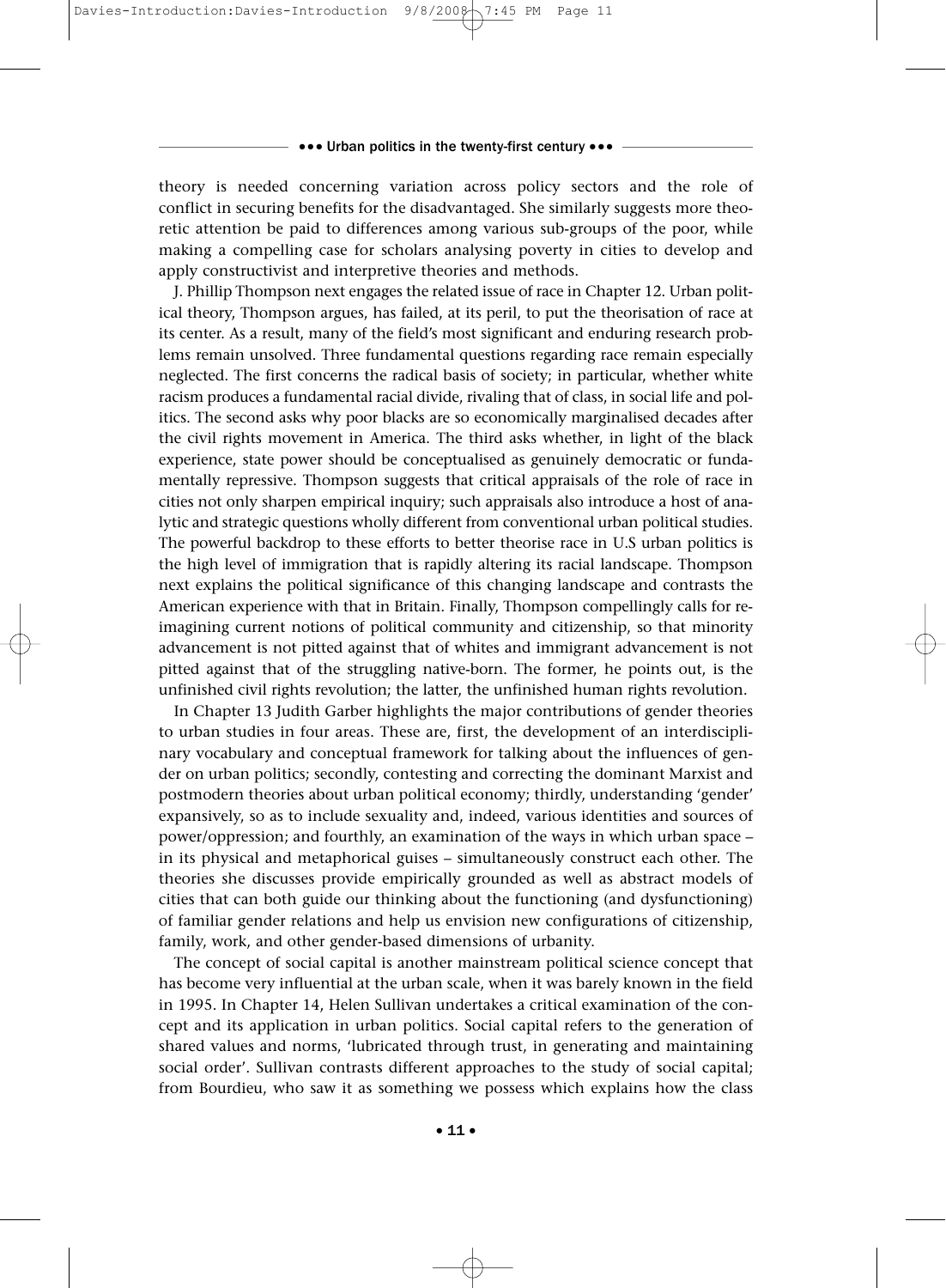theory is needed concerning variation across policy sectors and the role of conflict in securing benefits for the disadvantaged. She similarly suggests more theoretic attention be paid to differences among various sub-groups of the poor, while making a compelling case for scholars analysing poverty in cities to develop and apply constructivist and interpretive theories and methods.

J. Phillip Thompson next engages the related issue of race in Chapter 12. Urban political theory, Thompson argues, has failed, at its peril, to put the theorisation of race at its center. As a result, many of the field's most significant and enduring research problems remain unsolved. Three fundamental questions regarding race remain especially neglected. The first concerns the radical basis of society; in particular, whether white racism produces a fundamental racial divide, rivaling that of class, in social life and politics. The second asks why poor blacks are so economically marginalised decades after the civil rights movement in America. The third asks whether, in light of the black experience, state power should be conceptualised as genuinely democratic or fundamentally repressive. Thompson suggests that critical appraisals of the role of race in cities not only sharpen empirical inquiry; such appraisals also introduce a host of analytic and strategic questions wholly different from conventional urban political studies. The powerful backdrop to these efforts to better theorise race in U.S urban politics is the high level of immigration that is rapidly altering its racial landscape. Thompson next explains the political significance of this changing landscape and contrasts the American experience with that in Britain. Finally, Thompson compellingly calls for re-imagining current notions of political community and citizenship, so that minority advancement is not pitted against that of whites and immigrant advancement is not pitted against that of the struggling native-born. The former, he points out, is the unfinished civil rights revolution; the latter, the unfinished human rights revolution.

In Chapter 13 Judith Garber highlights the major contributions of gender theories to urban studies in four areas. These are, first, the development of an interdisciplinary vocabulary and conceptual framework for talking about the influences of gender on urban politics; secondly, contesting and correcting the dominant Marxist and postmodern theories about urban political economy; thirdly, understanding 'gender' expansively, so as to include sexuality and, indeed, various identities and sources of power/oppression; and fourthly, an examination of the ways in which urban space – in its physical and metaphorical guises – simultaneously construct each other. The theories she discusses provide empirically grounded as well as abstract models of cities that can both guide our thinking about the functioning (and dysfunctioning) of familiar gender relations and help us envision new configurations of citizenship, family, work, and other gender-based dimensions of urbanity.

The concept of social capital is another mainstream political science concept that has become very influential at the urban scale, when it was barely known in the field in 1995. In Chapter 14, Helen Sullivan undertakes a critical examination of the concept and its application in urban politics. Social capital refers to the generation of shared values and norms, 'lubricated through trust, in generating and maintaining social order'. Sullivan contrasts different approaches to the study of social capital; from Bourdieu, who saw it as something we possess which explains how the class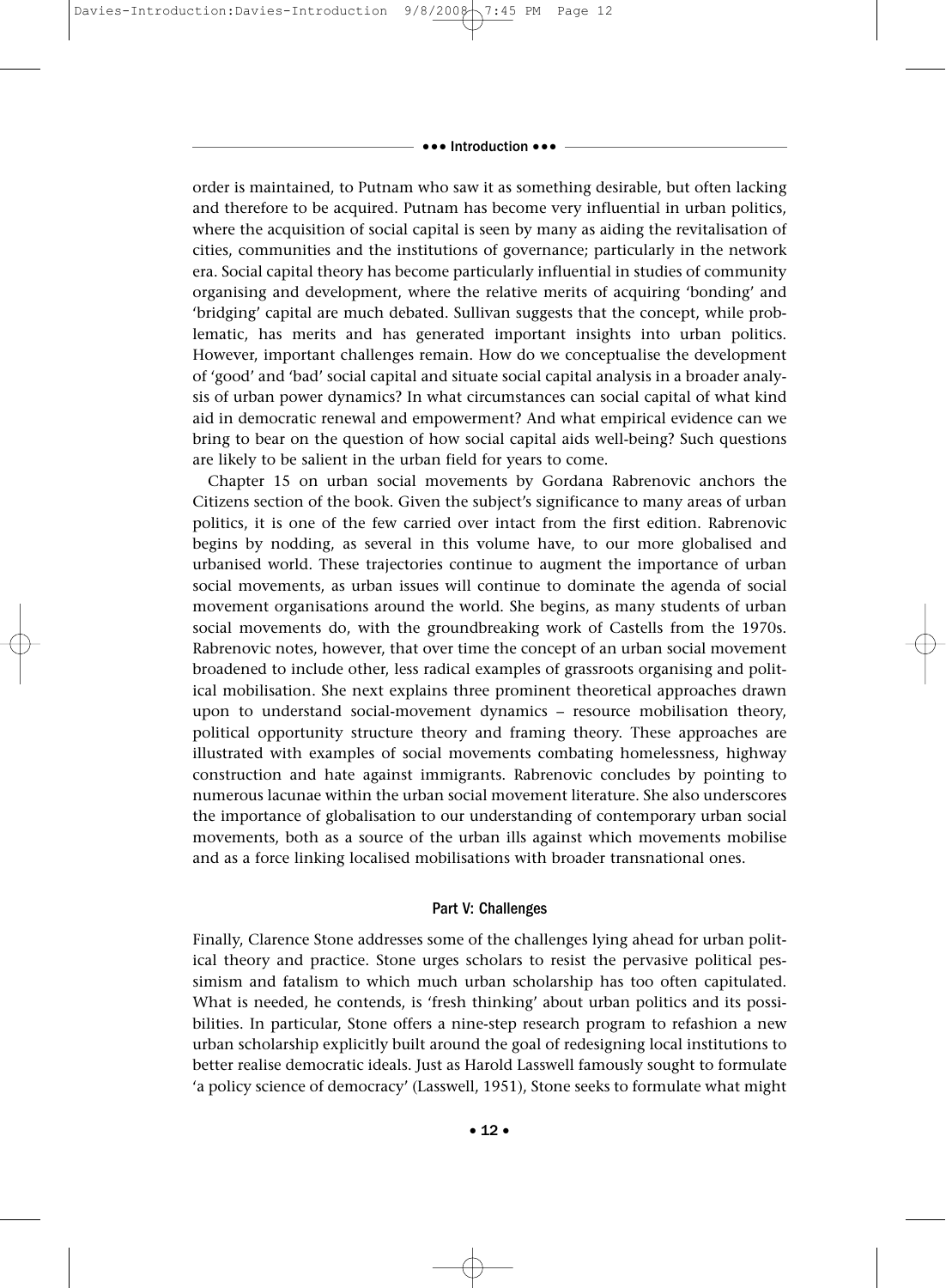order is maintained, to Putnam who saw it as something desirable, but often lacking and therefore to be acquired. Putnam has become very influential in urban politics, where the acquisition of social capital is seen by many as aiding the revitalisation of cities, communities and the institutions of governance; particularly in the network era. Social capital theory has become particularly influential in studies of community organising and development, where the relative merits of acquiring 'bonding' and 'bridging' capital are much debated. Sullivan suggests that the concept, while problematic, has merits and has generated important insights into urban politics. However, important challenges remain. How do we conceptualise the development of 'good' and 'bad' social capital and situate social capital analysis in a broader analysis of urban power dynamics? In what circumstances can social capital of what kind aid in democratic renewal and empowerment? And what empirical evidence can we bring to bear on the question of how social capital aids well-being? Such questions are likely to be salient in the urban field for years to come.

Chapter 15 on urban social movements by Gordana Rabrenovic anchors the Citizens section of the book. Given the subject's significance to many areas of urban politics, it is one of the few carried over intact from the first edition. Rabrenovic begins by nodding, as several in this volume have, to our more globalised and urbanised world. These trajectories continue to augment the importance of urban social movements, as urban issues will continue to dominate the agenda of social movement organisations around the world. She begins, as many students of urban social movements do, with the groundbreaking work of Castells from the 1970s. Rabrenovic notes, however, that over time the concept of an urban social movement broadened to include other, less radical examples of grassroots organising and political mobilisation. She next explains three prominent theoretical approaches drawn upon to understand social-movement dynamics – resource mobilisation theory, political opportunity structure theory and framing theory. These approaches are illustrated with examples of social movements combating homelessness, highway construction and hate against immigrants. Rabrenovic concludes by pointing to numerous lacunae within the urban social movement literature. She also underscores the importance of globalisation to our understanding of contemporary urban social movements, both as a source of the urban ills against which movements mobilise and as a force linking localised mobilisations with broader transnational ones.

## Part V: Challenges

Finally, Clarence Stone addresses some of the challenges lying ahead for urban political theory and practice. Stone urges scholars to resist the pervasive political pessimism and fatalism to which much urban scholarship has too often capitulated. What is needed, he contends, is 'fresh thinking' about urban politics and its possibilities. In particular, Stone offers a nine-step research program to refashion a new urban scholarship explicitly built around the goal of redesigning local institutions to better realise democratic ideals. Just as Harold Lasswell famously sought to formulate 'a policy science of democracy' (Lasswell, 1951), Stone seeks to formulate what might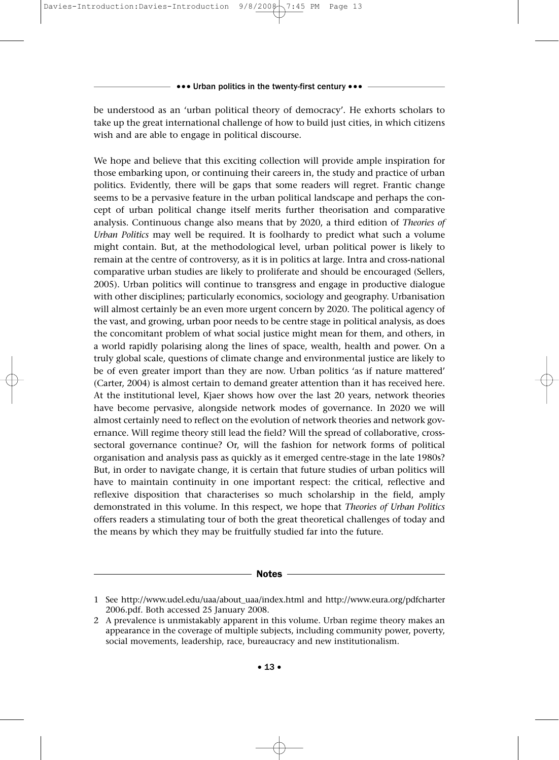be understood as an 'urban political theory of democracy'. He exhorts scholars to take up the great international challenge of how to build just cities, in which citizens wish and are able to engage in political discourse.

We hope and believe that this exciting collection will provide ample inspiration for those embarking upon, or continuing their careers in, the study and practice of urban politics. Evidently, there will be gaps that some readers will regret. Frantic change seems to be a pervasive feature in the urban political landscape and perhaps the concept of urban political change itself merits further theorisation and comparative analysis. Continuous change also means that by 2020, a third edition of *Theories of Urban Politics* may well be required. It is foolhardy to predict what such a volume might contain. But, at the methodological level, urban political power is likely to remain at the centre of controversy, as it is in politics at large. Intra and cross-national comparative urban studies are likely to proliferate and should be encouraged (Sellers, 2005). Urban politics will continue to transgress and engage in productive dialogue with other disciplines; particularly economics, sociology and geography. Urbanisation will almost certainly be an even more urgent concern by 2020. The political agency of the vast, and growing, urban poor needs to be centre stage in political analysis, as does the concomitant problem of what social justice might mean for them, and others, in a world rapidly polarising along the lines of space, wealth, health and power. On a truly global scale, questions of climate change and environmental justice are likely to be of even greater import than they are now. Urban politics 'as if nature mattered' (Carter, 2004) is almost certain to demand greater attention than it has received here. At the institutional level, Kjaer shows how over the last 20 years, network theories have become pervasive, alongside network modes of governance. In 2020 we will almost certainly need to reflect on the evolution of network theories and network governance. Will regime theory still lead the field? Will the spread of collaborative, cross-sectoral governance continue? Or, will the fashion for network forms of political organisation and analysis pass as quickly as it emerged centre-stage in the late 1980s? But, in order to navigate change, it is certain that future studies of urban politics will have to maintain continuity in one important respect: the critical, reflective and reflexive disposition that characterises so much scholarship in the field, amply demonstrated in this volume. In this respect, we hope that *Theories of Urban Politics* offers readers a stimulating tour of both the great theoretical challenges of today and the means by which they may be fruitfully studied far into the future.

## Notes

1 See http://www.udel.edu/uaa/about_uaa/index.html and http://www.eura.org/pdfcharter2006.pdf. Both accessed 25 January 2008.

2 A prevalence is unmistakably apparent in this volume. Urban regime theory makes an appearance in the coverage of multiple subjects, including community power, poverty, social movements, leadership, race, bureaucracy and new institutionalism.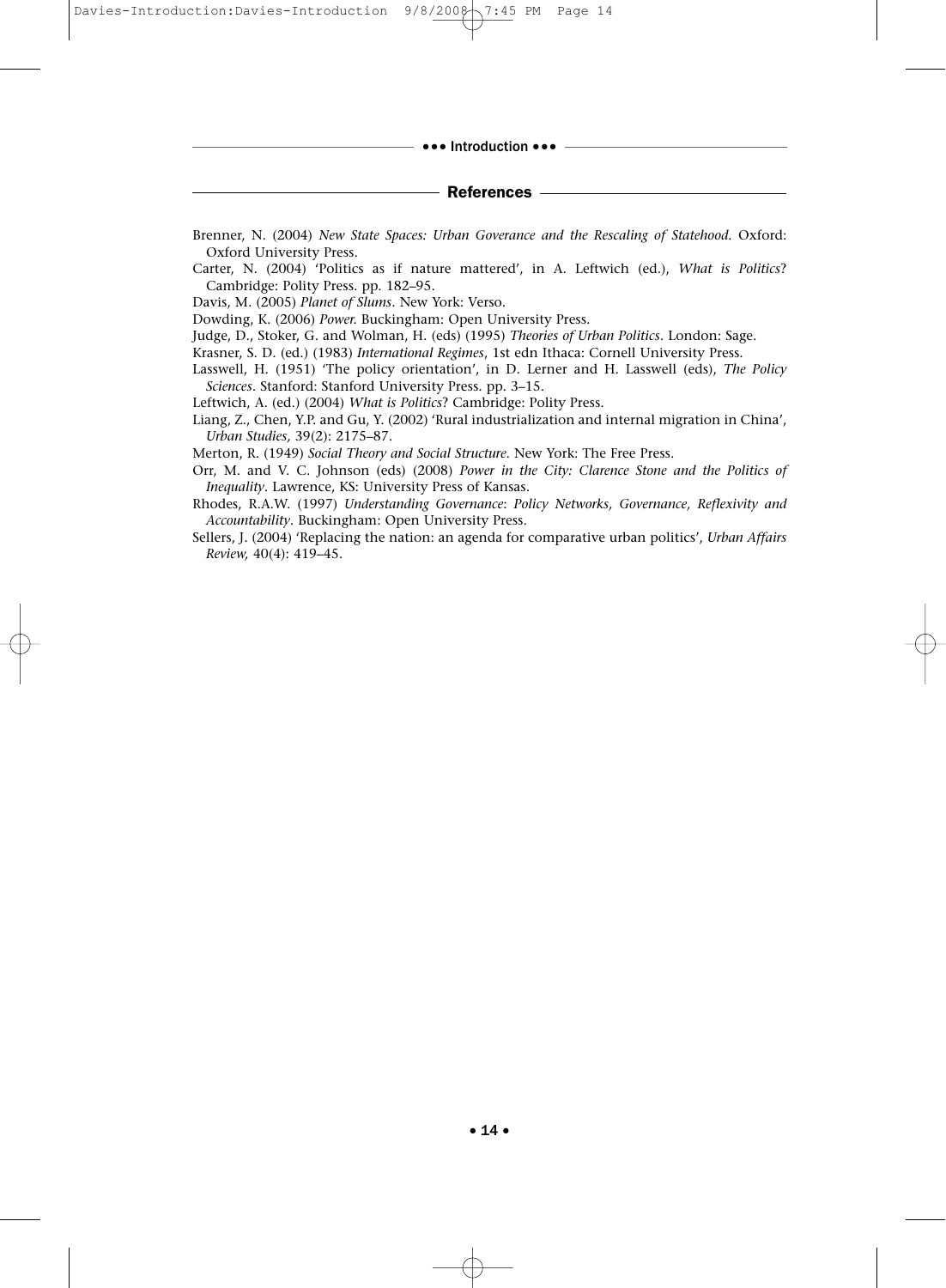## References

Brenner, N. (2004) *New State Spaces: Urban Goverance and the Rescaling of Statehood*. Oxford: Oxford University Press.

Carter, N. (2004) 'Politics as if nature mattered', in A. Leftwich (ed.), *What is Politics*? Cambridge: Polity Press. pp. 182–95.

Davis, M. (2005) *Planet of Slums*. New York: Verso.

Dowding, K. (2006) *Power*. Buckingham: Open University Press.

Judge, D., Stoker, G. and Wolman, H. (eds) (1995) *Theories of Urban Politics*. London: Sage.

Krasner, S. D. (ed.) (1983) *International Regimes*, 1st edn Ithaca: Cornell University Press.

Lasswell, H. (1951) 'The policy orientation', in D. Lerner and H. Lasswell (eds), *The Policy Sciences*. Stanford: Stanford University Press. pp. 3–15.

Leftwich, A. (ed.) (2004) *What is Politics*? Cambridge: Polity Press.

Liang, Z., Chen, Y.P. and Gu, Y. (2002) 'Rural industrialization and internal migration in China', *Urban Studies,* 39(2): 2175–87.

Merton, R. (1949) *Social Theory and Social Structure*. New York: The Free Press.

Orr, M. and V. C. Johnson (eds) (2008) *Power in the City: Clarence Stone and the Politics of Inequality*. Lawrence, KS: University Press of Kansas.

Rhodes, R.A.W. (1997) *Understanding Governance*: *Policy Networks, Governance, Reflexivity and Accountability*. Buckingham: Open University Press.

Sellers, J. (2004) 'Replacing the nation: an agenda for comparative urban politics', *Urban Affairs Review,* 40(4): 419–45.